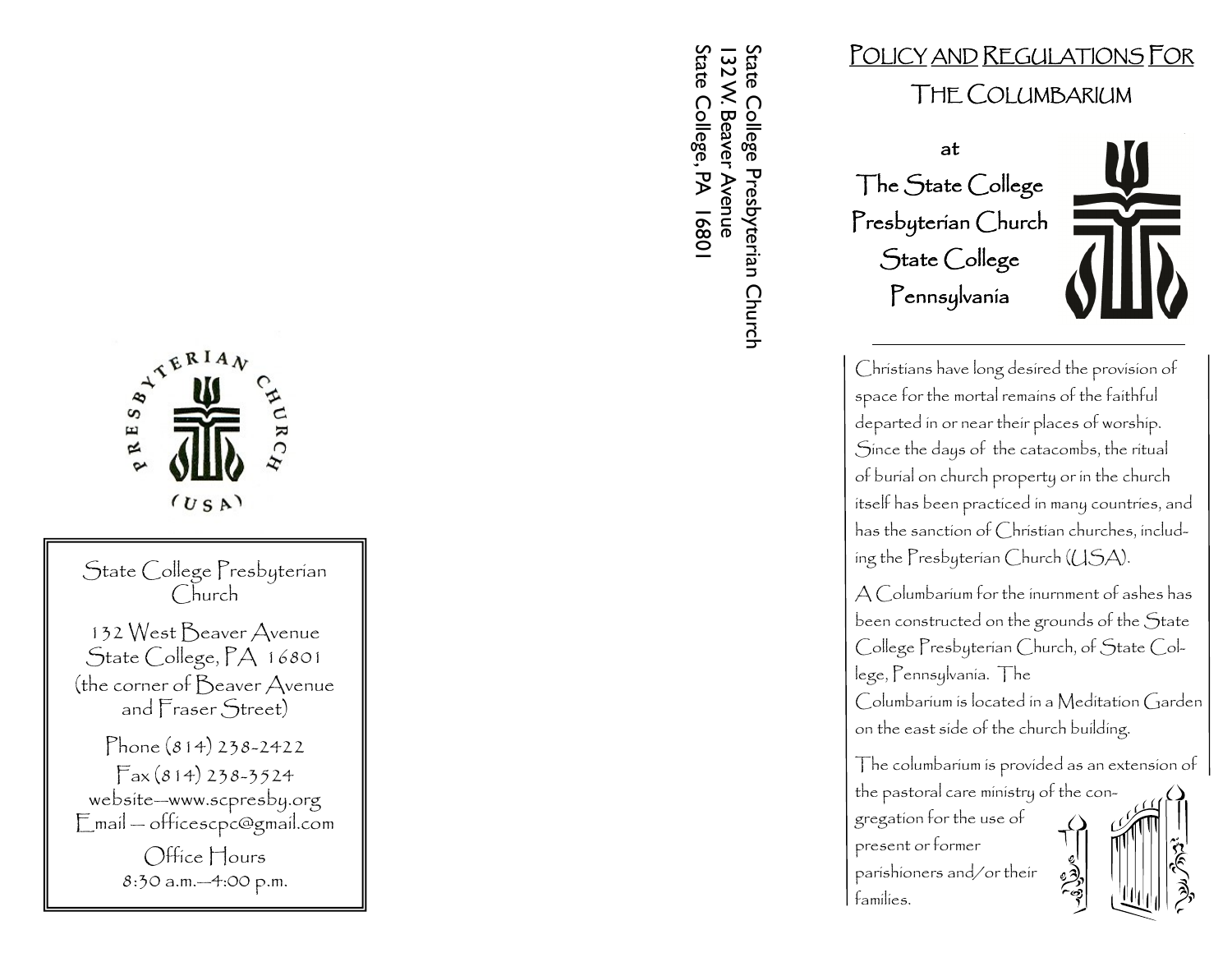State College Presbyterian Church

132 West Beaver Avenue
State College, PA 16801
(the corner of Beaver Avenue and Fraser Street)

Phone (814) 238-2422
Fax (814) 238-3524
website—www.scpresby.org
Email — officescpc@gmail.com

Office Hours
8:30 a.m.—4:00 p.m.

State College Presbyterian Church
132 W. Beaver Avenue
State College, PA 16801

# Policy and Regulations For The Columbarium

at
The State College Presbyterian Church
State College
Pennsylvania

Christians have long desired the provision of space for the mortal remains of the faithful departed in or near their places of worship. Since the days of the catacombs, the ritual of burial on church property or in the church itself has been practiced in many countries, and has the sanction of Christian churches, including the Presbyterian Church (USA).

A Columbarium for the inurnment of ashes has been constructed on the grounds of the State College Presbyterian Church, of State College, Pennsylvania. The Columbarium is located in a Meditation Garden on the east side of the church building.

The columbarium is provided as an extension of the pastoral care ministry of the congregation for the use of present or former parishioners and/or their families.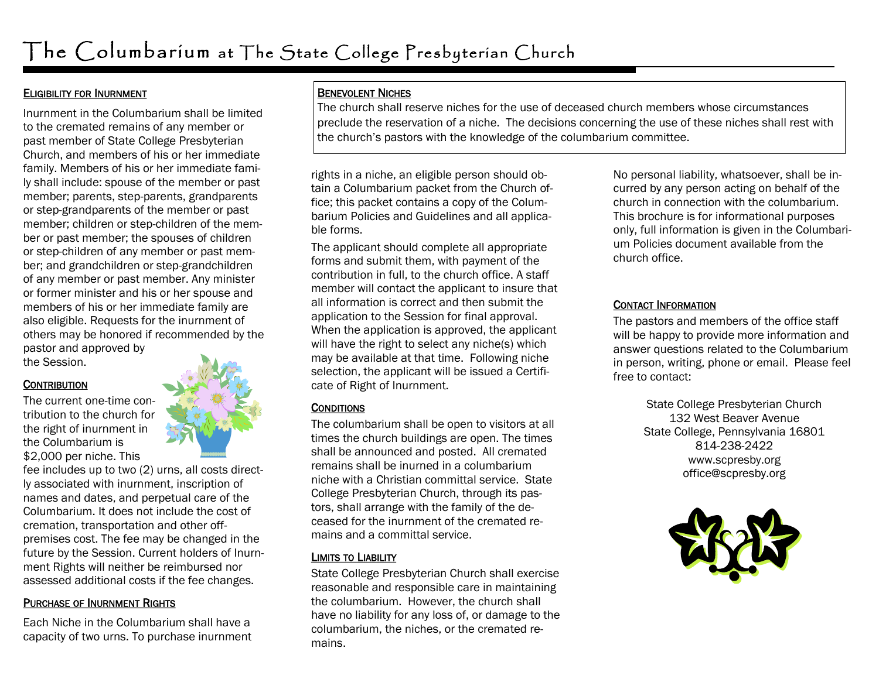# The Columbarium at The State College Presbyterian Church

## Eligibility for Inurnment

Inurnment in the Columbarium shall be limited to the cremated remains of any member or past member of State College Presbyterian Church, and members of his or her immediate family. Members of his or her immediate family shall include: spouse of the member or past member; parents, step-parents, grandparents or step-grandparents of the member or past member; children or step-children of the member or past member; the spouses of children or step-children of any member or past member; and grandchildren or step-grandchildren of any member or past member. Any minister or former minister and his or her spouse and members of his or her immediate family are also eligible. Requests for the inurnment of others may be honored if recommended by the pastor and approved by the Session.

## Contribution

The current one-time contribution to the church for the right of inurnment in the Columbarium is $2,000 per niche. This fee includes up to two (2) urns, all costs directly associated with inurnment, inscription of names and dates, and perpetual care of the Columbarium. It does not include the cost of cremation, transportation and other off-premises cost. The fee may be changed in the future by the Session. Current holders of Inurnment Rights will neither be reimbursed nor assessed additional costs if the fee changes.

## Purchase of Inurnment Rights

Each Niche in the Columbarium shall have a capacity of two urns. To purchase inurnment rights in a niche, an eligible person should obtain a Columbarium packet from the Church office; this packet contains a copy of the Columbarium Policies and Guidelines and all applicable forms.

The applicant should complete all appropriate forms and submit them, with payment of the contribution in full, to the church office. A staff member will contact the applicant to insure that all information is correct and then submit the application to the Session for final approval. When the application is approved, the applicant will have the right to select any niche(s) which may be available at that time. Following niche selection, the applicant will be issued a Certificate of Right of Inurnment.

## Benevolent Niches

The church shall reserve niches for the use of deceased church members whose circumstances preclude the reservation of a niche. The decisions concerning the use of these niches shall rest with the church's pastors with the knowledge of the columbarium committee.

## Conditions

The columbarium shall be open to visitors at all times the church buildings are open. The times shall be announced and posted. All cremated remains shall be inurned in a columbarium niche with a Christian committal service. State College Presbyterian Church, through its pastors, shall arrange with the family of the deceased for the inurnment of the cremated remains and a committal service.

## Limits to Liability

State College Presbyterian Church shall exercise reasonable and responsible care in maintaining the columbarium. However, the church shall have no liability for any loss of, or damage to the columbarium, the niches, or the cremated remains.

No personal liability, whatsoever, shall be incurred by any person acting on behalf of the church in connection with the columbarium. This brochure is for informational purposes only, full information is given in the Columbarium Policies document available from the church office.

## Contact Information

The pastors and members of the office staff will be happy to provide more information and answer questions related to the Columbarium in person, writing, phone or email. Please feel free to contact:

State College Presbyterian Church
132 West Beaver Avenue
State College, Pennsylvania 16801
814-238-2422
www.scpresby.org
office@scpresby.org